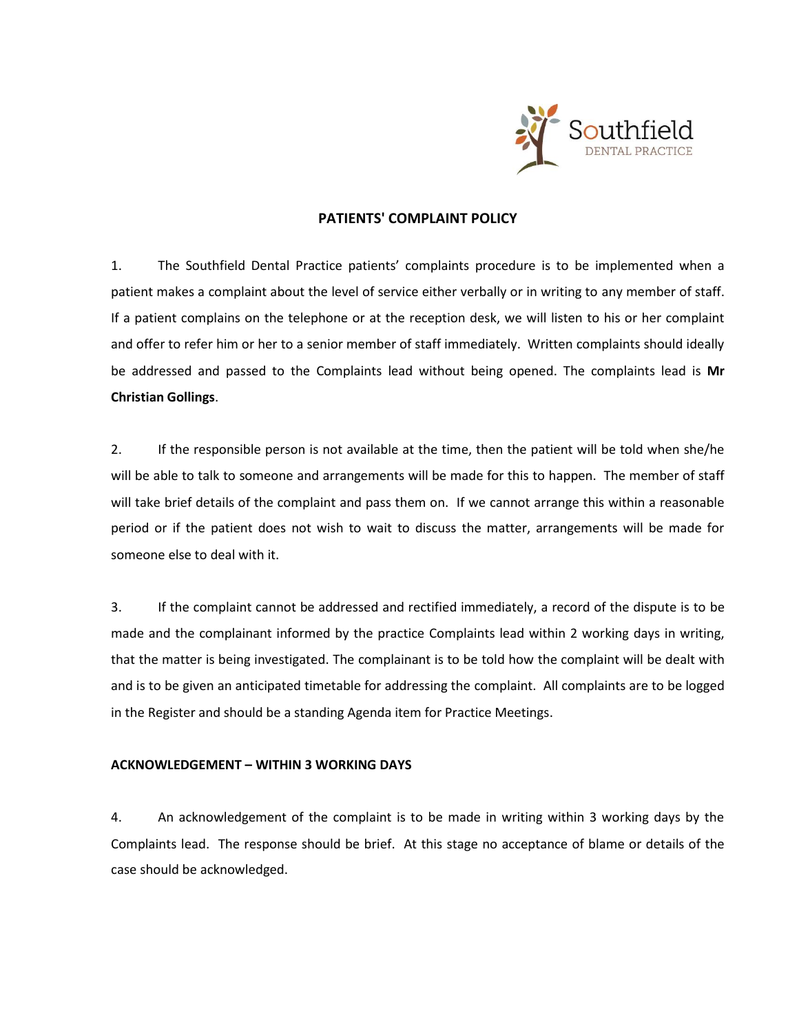Southfield
DENTAL PRACTICE

# PATIENTS' COMPLAINT POLICY

1. The Southfield Dental Practice patients' complaints procedure is to be implemented when a patient makes a complaint about the level of service either verbally or in writing to any member of staff. If a patient complains on the telephone or at the reception desk, we will listen to his or her complaint and offer to refer him or her to a senior member of staff immediately. Written complaints should ideally be addressed and passed to the Complaints lead without being opened. The complaints lead is **Mr Christian Gollings**.

2. If the responsible person is not available at the time, then the patient will be told when she/he will be able to talk to someone and arrangements will be made for this to happen. The member of staff will take brief details of the complaint and pass them on. If we cannot arrange this within a reasonable period or if the patient does not wish to wait to discuss the matter, arrangements will be made for someone else to deal with it.

3. If the complaint cannot be addressed and rectified immediately, a record of the dispute is to be made and the complainant informed by the practice Complaints lead within 2 working days in writing, that the matter is being investigated. The complainant is to be told how the complaint will be dealt with and is to be given an anticipated timetable for addressing the complaint. All complaints are to be logged in the Register and should be a standing Agenda item for Practice Meetings.

## ACKNOWLEDGEMENT – WITHIN 3 WORKING DAYS

4. An acknowledgement of the complaint is to be made in writing within 3 working days by the Complaints lead. The response should be brief. At this stage no acceptance of blame or details of the case should be acknowledged.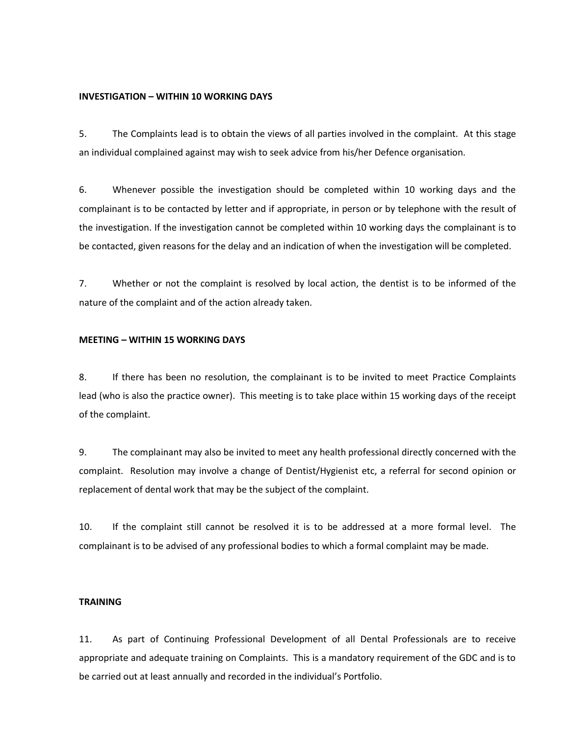**INVESTIGATION – WITHIN 10 WORKING DAYS**

5. The Complaints lead is to obtain the views of all parties involved in the complaint. At this stage an individual complained against may wish to seek advice from his/her Defence organisation.

6. Whenever possible the investigation should be completed within 10 working days and the complainant is to be contacted by letter and if appropriate, in person or by telephone with the result of the investigation. If the investigation cannot be completed within 10 working days the complainant is to be contacted, given reasons for the delay and an indication of when the investigation will be completed.

7. Whether or not the complaint is resolved by local action, the dentist is to be informed of the nature of the complaint and of the action already taken.

**MEETING – WITHIN 15 WORKING DAYS**

8. If there has been no resolution, the complainant is to be invited to meet Practice Complaints lead (who is also the practice owner). This meeting is to take place within 15 working days of the receipt of the complaint.

9. The complainant may also be invited to meet any health professional directly concerned with the complaint. Resolution may involve a change of Dentist/Hygienist etc, a referral for second opinion or replacement of dental work that may be the subject of the complaint.

10. If the complaint still cannot be resolved it is to be addressed at a more formal level. The complainant is to be advised of any professional bodies to which a formal complaint may be made.

**TRAINING**

11. As part of Continuing Professional Development of all Dental Professionals are to receive appropriate and adequate training on Complaints. This is a mandatory requirement of the GDC and is to be carried out at least annually and recorded in the individual's Portfolio.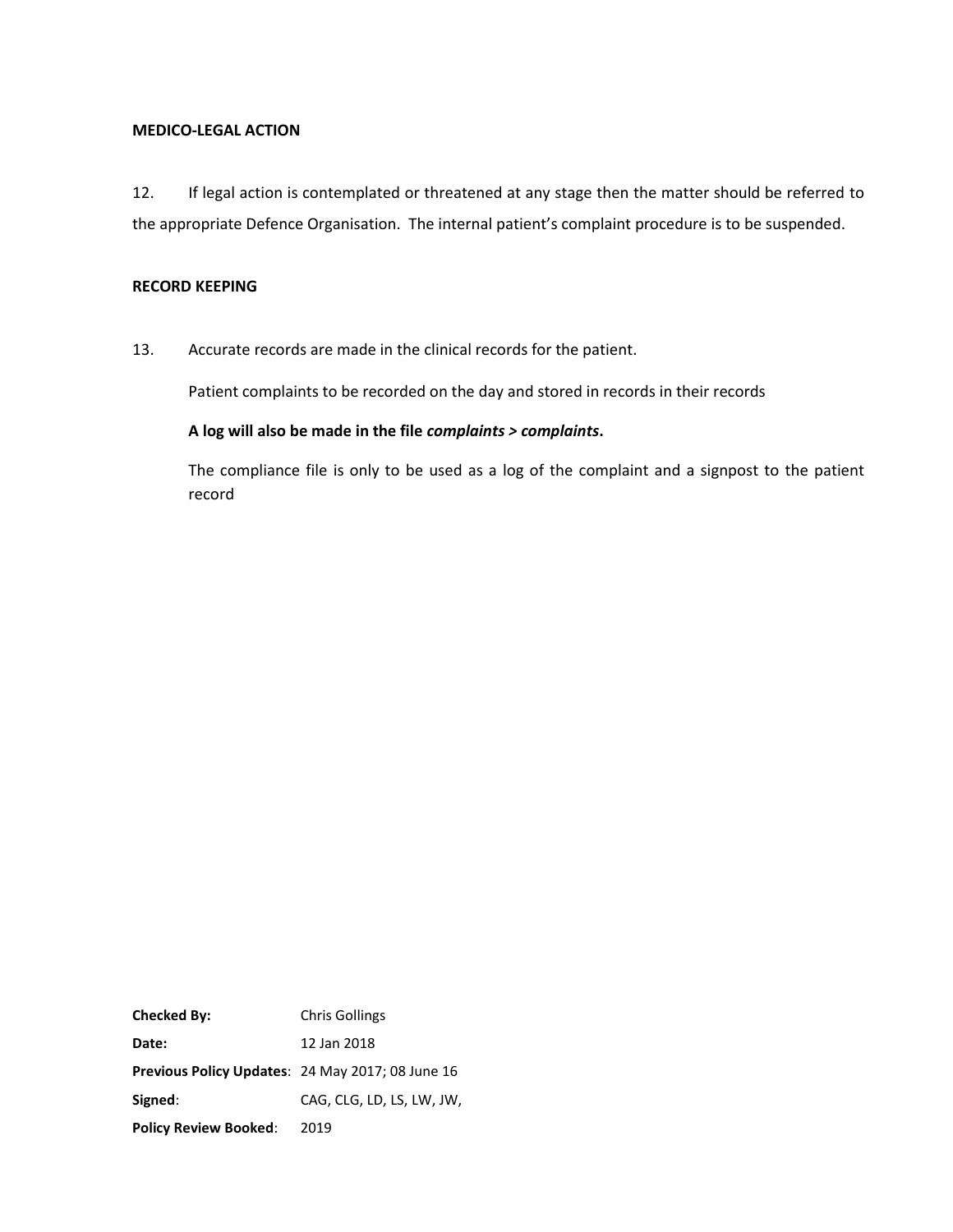**MEDICO-LEGAL ACTION**

12. If legal action is contemplated or threatened at any stage then the matter should be referred to the appropriate Defence Organisation. The internal patient's complaint procedure is to be suspended.

**RECORD KEEPING**

13. Accurate records are made in the clinical records for the patient.

Patient complaints to be recorded on the day and stored in records in their records

**A log will also be made in the file *complaints > complaints*.**

The compliance file is only to be used as a log of the complaint and a signpost to the patient record

| | |
|---|---|
| **Checked By:** | Chris Gollings |
| **Date:** | 12 Jan 2018 |
| **Previous Policy Updates**: | 24 May 2017; 08 June 16 |
| **Signed**: | CAG, CLG, LD, LS, LW, JW, |
| **Policy Review Booked**: | 2019 |